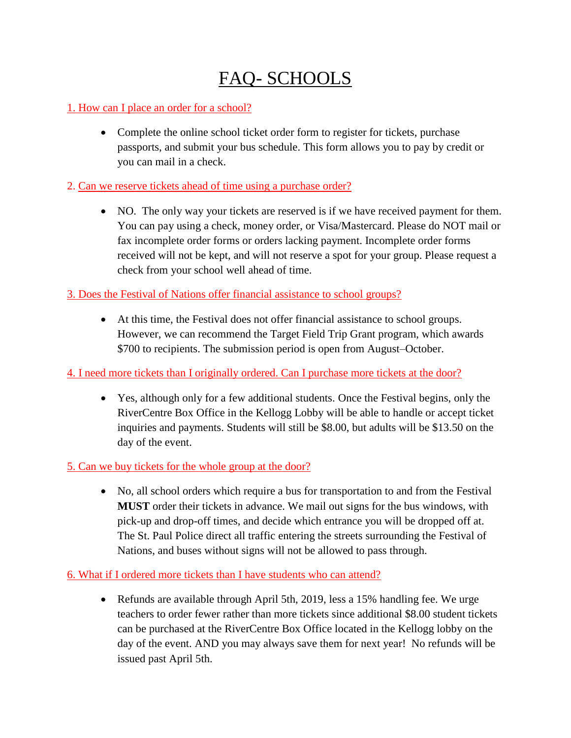# FAQ- SCHOOLS

1. How can I place an order for a school?

- Complete the online school ticket order form to register for tickets, purchase passports, and submit your bus schedule. This form allows you to pay by credit or you can mail in a check.

2. Can we reserve tickets ahead of time using a purchase order?

- NO. The only way your tickets are reserved is if we have received payment for them. You can pay using a check, money order, or Visa/Mastercard. Please do NOT mail or fax incomplete order forms or orders lacking payment. Incomplete order forms received will not be kept, and will not reserve a spot for your group. Please request a check from your school well ahead of time.

3. Does the Festival of Nations offer financial assistance to school groups?

- At this time, the Festival does not offer financial assistance to school groups. However, we can recommend the Target Field Trip Grant program, which awards $700 to recipients. The submission period is open from August–October.

4. I need more tickets than I originally ordered. Can I purchase more tickets at the door?

- Yes, although only for a few additional students. Once the Festival begins, only the RiverCentre Box Office in the Kellogg Lobby will be able to handle or accept ticket inquiries and payments. Students will still be $8.00, but adults will be $13.50 on the day of the event.

5. Can we buy tickets for the whole group at the door?

- No, all school orders which require a bus for transportation to and from the Festival **MUST** order their tickets in advance. We mail out signs for the bus windows, with pick-up and drop-off times, and decide which entrance you will be dropped off at. The St. Paul Police direct all traffic entering the streets surrounding the Festival of Nations, and buses without signs will not be allowed to pass through.

6. What if I ordered more tickets than I have students who can attend?

- Refunds are available through April 5th, 2019, less a 15% handling fee. We urge teachers to order fewer rather than more tickets since additional $8.00 student tickets can be purchased at the RiverCentre Box Office located in the Kellogg lobby on the day of the event. AND you may always save them for next year! No refunds will be issued past April 5th.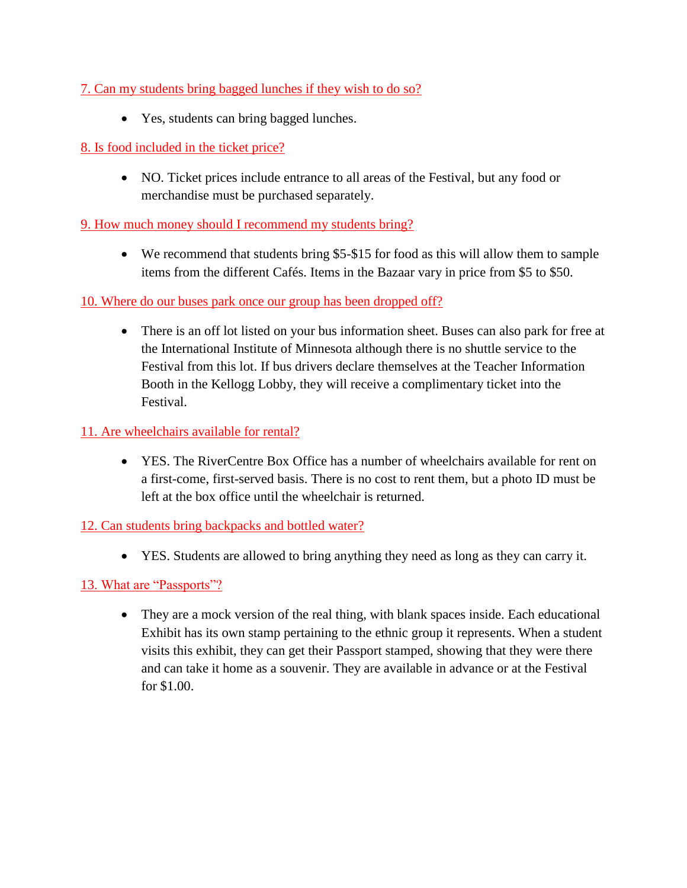7. Can my students bring bagged lunches if they wish to do so?

- Yes, students can bring bagged lunches.

8. Is food included in the ticket price?

- NO. Ticket prices include entrance to all areas of the Festival, but any food or merchandise must be purchased separately.

9. How much money should I recommend my students bring?

- We recommend that students bring $5-$15 for food as this will allow them to sample items from the different Cafés. Items in the Bazaar vary in price from $5 to $50.

10. Where do our buses park once our group has been dropped off?

- There is an off lot listed on your bus information sheet. Buses can also park for free at the International Institute of Minnesota although there is no shuttle service to the Festival from this lot. If bus drivers declare themselves at the Teacher Information Booth in the Kellogg Lobby, they will receive a complimentary ticket into the Festival.

11. Are wheelchairs available for rental?

- YES. The RiverCentre Box Office has a number of wheelchairs available for rent on a first-come, first-served basis. There is no cost to rent them, but a photo ID must be left at the box office until the wheelchair is returned.

12. Can students bring backpacks and bottled water?

- YES. Students are allowed to bring anything they need as long as they can carry it.

13. What are "Passports"?

- They are a mock version of the real thing, with blank spaces inside. Each educational Exhibit has its own stamp pertaining to the ethnic group it represents. When a student visits this exhibit, they can get their Passport stamped, showing that they were there and can take it home as a souvenir. They are available in advance or at the Festival for $1.00.